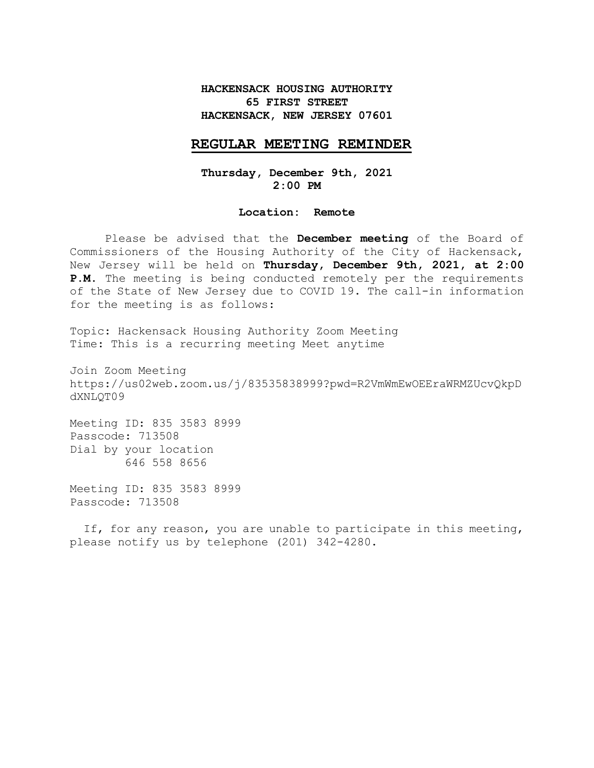**HACKENSACK HOUSING AUTHORITY**
**65 FIRST STREET**
**HACKENSACK, NEW JERSEY 07601**

## REGULAR MEETING REMINDER

**Thursday, December 9th, 2021**
**2:00 PM**

**Location: Remote**

Please be advised that the **December meeting** of the Board of Commissioners of the Housing Authority of the City of Hackensack, New Jersey will be held on **Thursday, December 9th, 2021, at 2:00 P.M.** The meeting is being conducted remotely per the requirements of the State of New Jersey due to COVID 19. The call-in information for the meeting is as follows:

Topic: Hackensack Housing Authority Zoom Meeting
Time: This is a recurring meeting Meet anytime

Join Zoom Meeting
https://us02web.zoom.us/j/83535838999?pwd=R2VmWmEwOEEraWRMZUcvQkpDdXNLQT09

Meeting ID: 835 3583 8999
Passcode: 713508
Dial by your location
646 558 8656

Meeting ID: 835 3583 8999
Passcode: 713508

If, for any reason, you are unable to participate in this meeting, please notify us by telephone (201) 342-4280.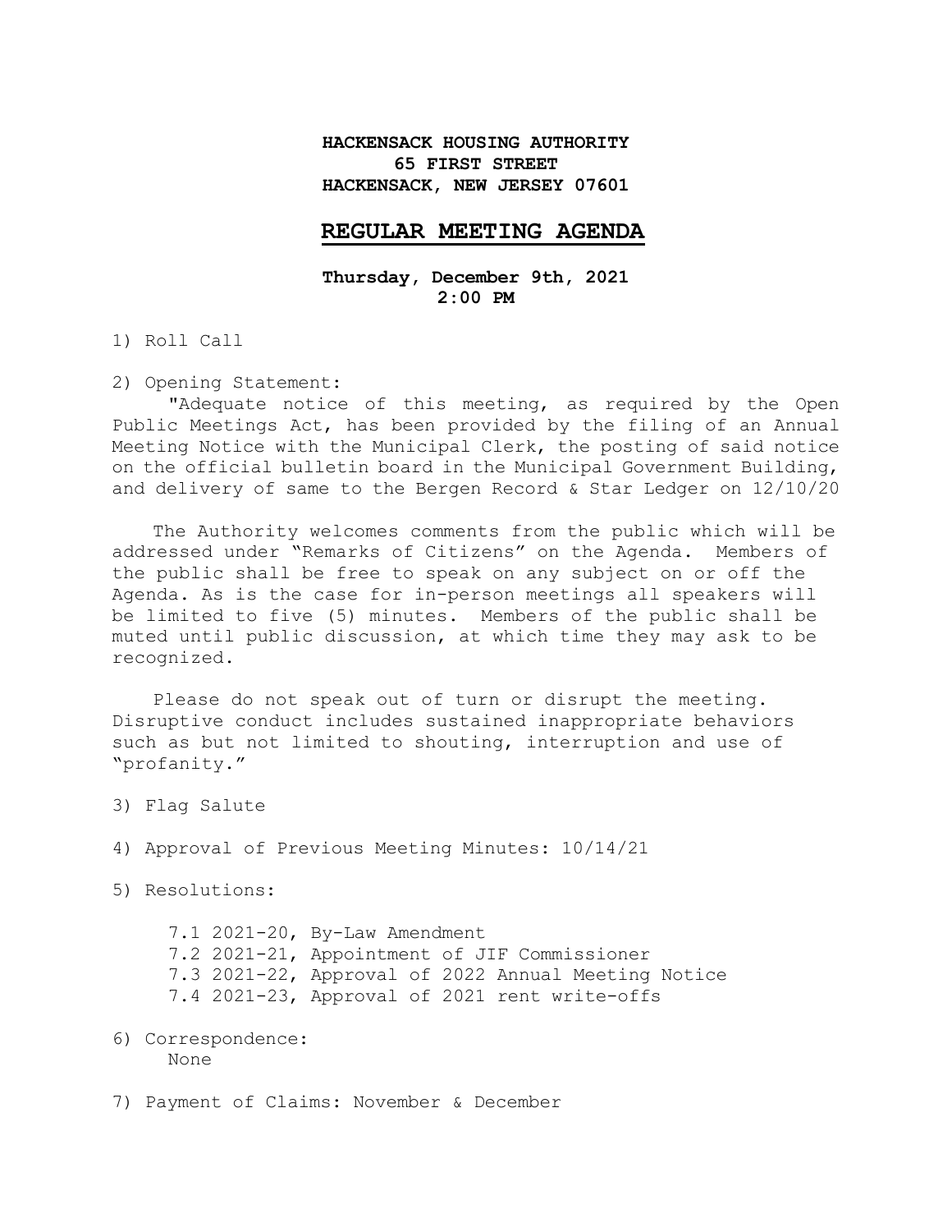**HACKENSACK HOUSING AUTHORITY**
**65 FIRST STREET**
**HACKENSACK, NEW JERSEY 07601**

# REGULAR MEETING AGENDA

**Thursday, December 9th, 2021**
**2:00 PM**

1) Roll Call

2) Opening Statement:

"Adequate notice of this meeting, as required by the Open Public Meetings Act, has been provided by the filing of an Annual Meeting Notice with the Municipal Clerk, the posting of said notice on the official bulletin board in the Municipal Government Building, and delivery of same to the Bergen Record & Star Ledger on 12/10/20

The Authority welcomes comments from the public which will be addressed under "Remarks of Citizens" on the Agenda. Members of the public shall be free to speak on any subject on or off the Agenda. As is the case for in-person meetings all speakers will be limited to five (5) minutes. Members of the public shall be muted until public discussion, at which time they may ask to be recognized.

Please do not speak out of turn or disrupt the meeting. Disruptive conduct includes sustained inappropriate behaviors such as but not limited to shouting, interruption and use of "profanity."

3) Flag Salute

4) Approval of Previous Meeting Minutes: 10/14/21

5) Resolutions:

   7.1 2021-20, By-Law Amendment
   7.2 2021-21, Appointment of JIF Commissioner
   7.3 2021-22, Approval of 2022 Annual Meeting Notice
   7.4 2021-23, Approval of 2021 rent write-offs

6) Correspondence:
   None

7) Payment of Claims: November & December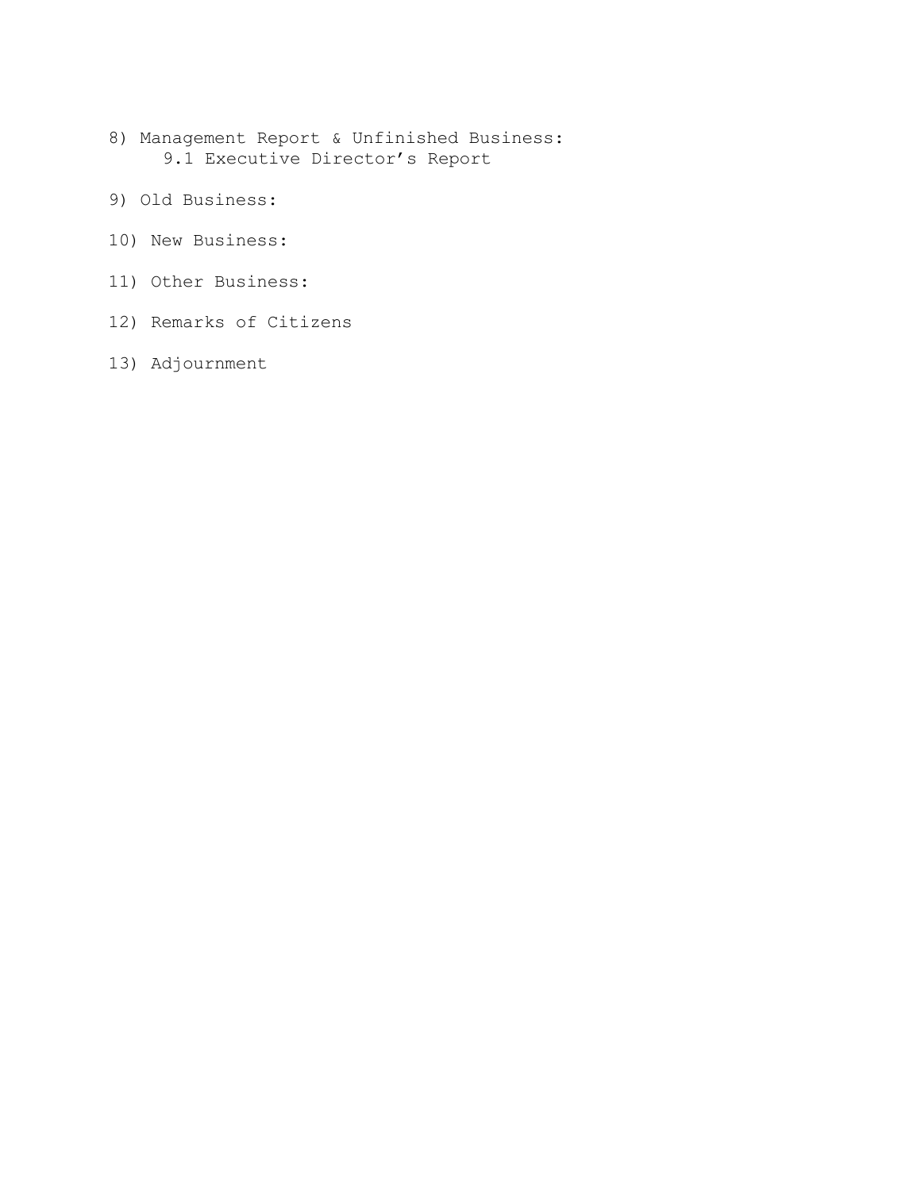8) Management Report & Unfinished Business:
   9.1 Executive Director’s Report

9) Old Business:

10) New Business:

11) Other Business:

12) Remarks of Citizens

13) Adjournment